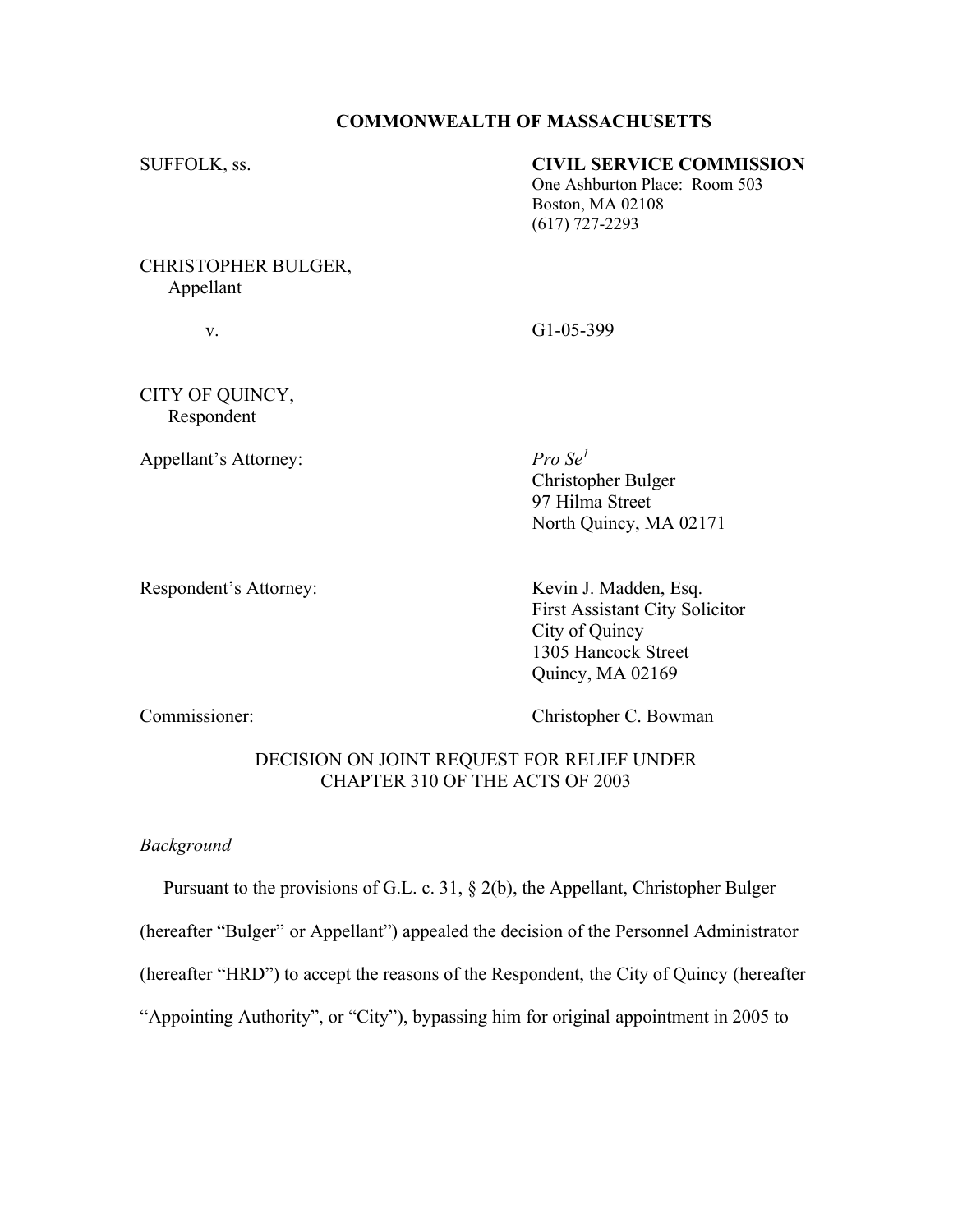**COMMONWEALTH OF MASSACHUSETTS**

SUFFOLK, ss.

**CIVIL SERVICE COMMISSION**
One Ashburton Place: Room 503
Boston, MA 02108
(617) 727-2293

CHRISTOPHER BULGER,
Appellant

v. G1-05-399

CITY OF QUINCY,
Respondent

Appellant's Attorney: *Pro Se*[1]
Christopher Bulger
97 Hilma Street
North Quincy, MA 02171

Respondent's Attorney: Kevin J. Madden, Esq.
First Assistant City Solicitor
City of Quincy
1305 Hancock Street
Quincy, MA 02169

Commissioner: Christopher C. Bowman

DECISION ON JOINT REQUEST FOR RELIEF UNDER CHAPTER 310 OF THE ACTS OF 2003

*Background*

Pursuant to the provisions of G.L. c. 31, § 2(b), the Appellant, Christopher Bulger (hereafter "Bulger" or Appellant") appealed the decision of the Personnel Administrator (hereafter "HRD") to accept the reasons of the Respondent, the City of Quincy (hereafter "Appointing Authority", or "City"), bypassing him for original appointment in 2005 to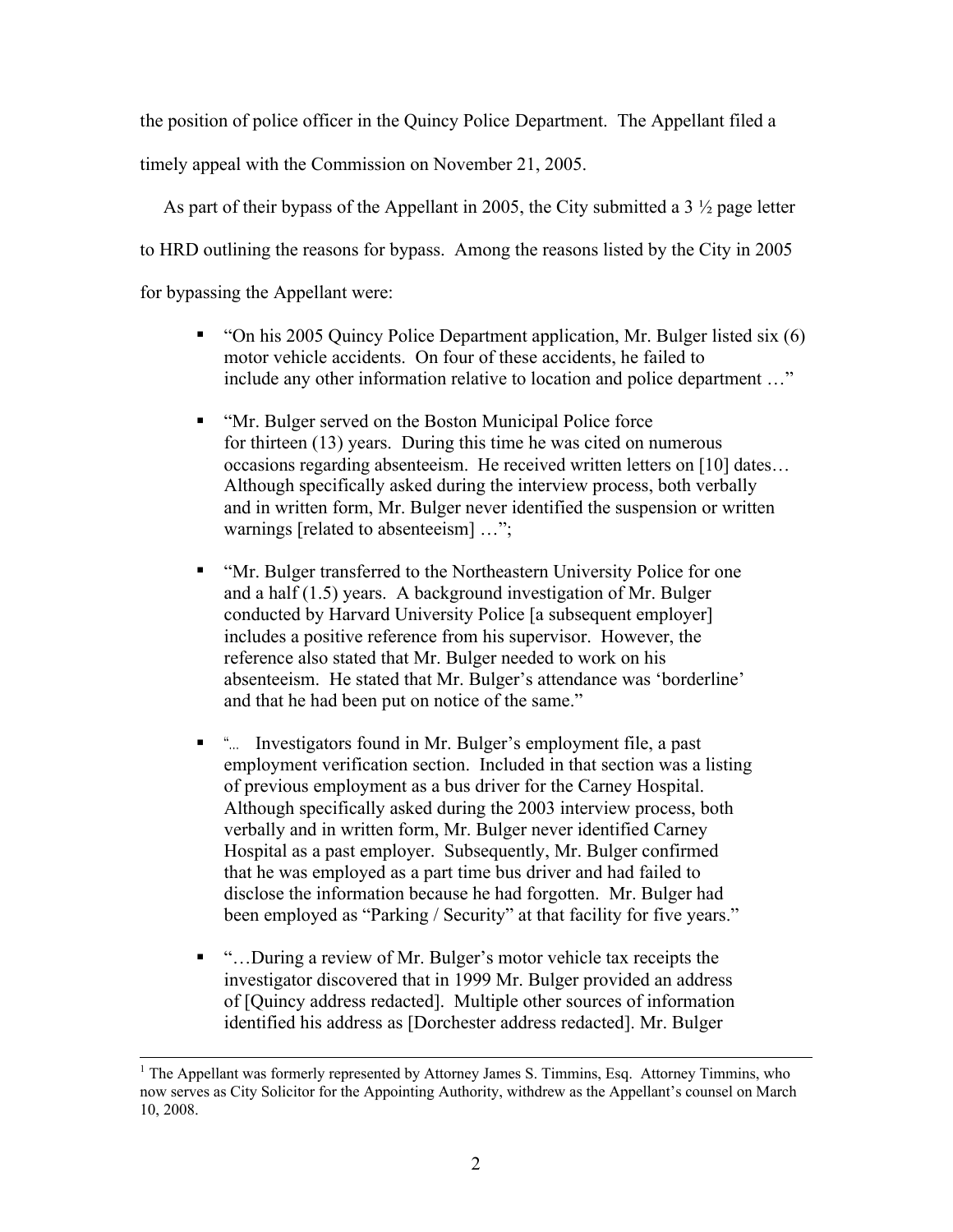the position of police officer in the Quincy Police Department. The Appellant filed a timely appeal with the Commission on November 21, 2005.

As part of their bypass of the Appellant in 2005, the City submitted a 3 ½ page letter to HRD outlining the reasons for bypass. Among the reasons listed by the City in 2005 for bypassing the Appellant were:

- "On his 2005 Quincy Police Department application, Mr. Bulger listed six (6) motor vehicle accidents. On four of these accidents, he failed to include any other information relative to location and police department …"
- "Mr. Bulger served on the Boston Municipal Police force for thirteen (13) years. During this time he was cited on numerous occasions regarding absenteeism. He received written letters on [10] dates… Although specifically asked during the interview process, both verbally and in written form, Mr. Bulger never identified the suspension or written warnings [related to absenteeism] …";
- "Mr. Bulger transferred to the Northeastern University Police for one and a half (1.5) years. A background investigation of Mr. Bulger conducted by Harvard University Police [a subsequent employer] includes a positive reference from his supervisor. However, the reference also stated that Mr. Bulger needed to work on his absenteeism. He stated that Mr. Bulger's attendance was 'borderline' and that he had been put on notice of the same."
- "… Investigators found in Mr. Bulger's employment file, a past employment verification section. Included in that section was a listing of previous employment as a bus driver for the Carney Hospital. Although specifically asked during the 2003 interview process, both verbally and in written form, Mr. Bulger never identified Carney Hospital as a past employer. Subsequently, Mr. Bulger confirmed that he was employed as a part time bus driver and had failed to disclose the information because he had forgotten. Mr. Bulger had been employed as "Parking / Security" at that facility for five years."
- "…During a review of Mr. Bulger's motor vehicle tax receipts the investigator discovered that in 1999 Mr. Bulger provided an address of [Quincy address redacted]. Multiple other sources of information identified his address as [Dorchester address redacted]. Mr. Bulger

[1] The Appellant was formerly represented by Attorney James S. Timmins, Esq. Attorney Timmins, who now serves as City Solicitor for the Appointing Authority, withdrew as the Appellant's counsel on March 10, 2008.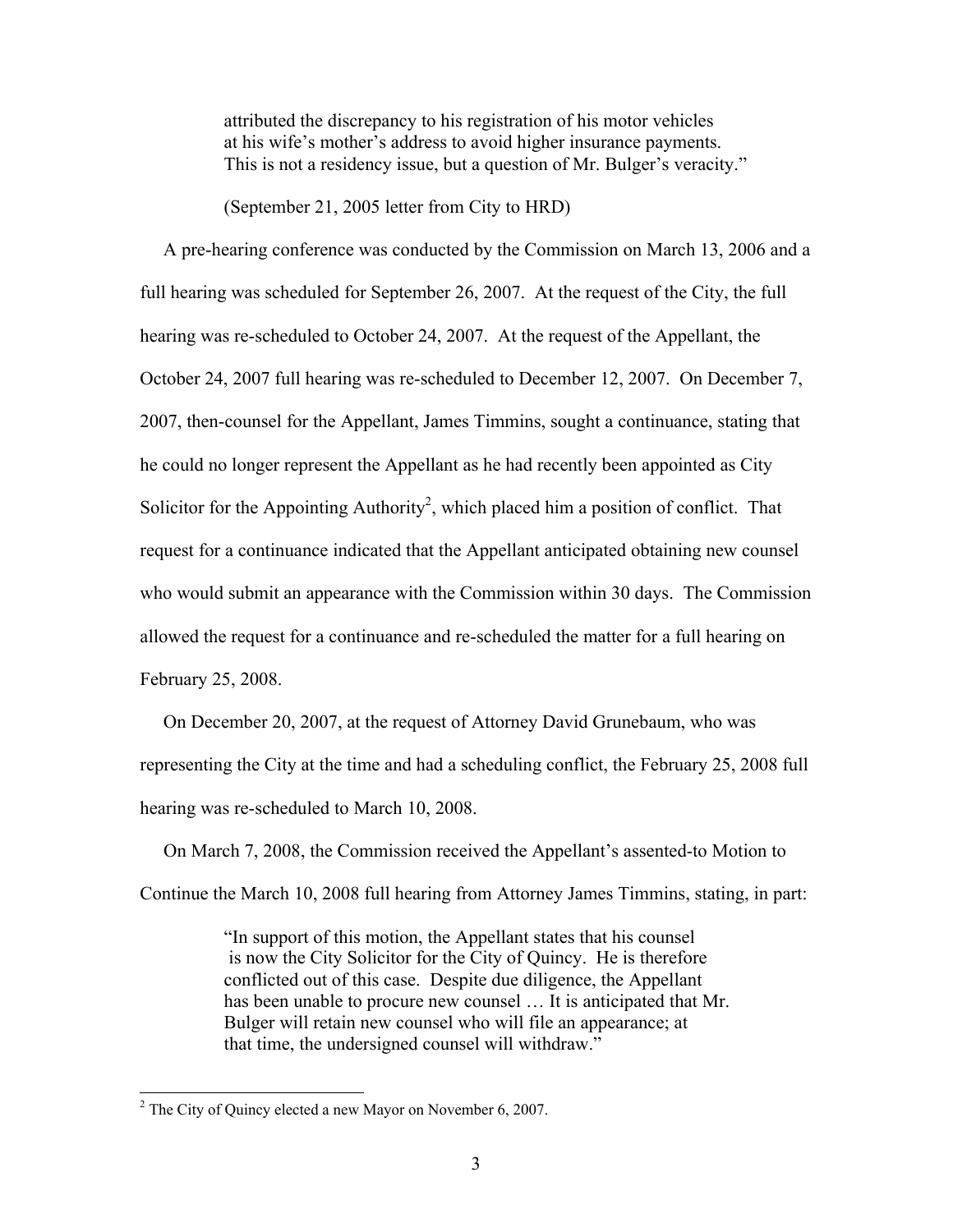> attributed the discrepancy to his registration of his motor vehicles at his wife's mother's address to avoid higher insurance payments. This is not a residency issue, but a question of Mr. Bulger's veracity."
>
> (September 21, 2005 letter from City to HRD)

A pre-hearing conference was conducted by the Commission on March 13, 2006 and a full hearing was scheduled for September 26, 2007. At the request of the City, the full hearing was re-scheduled to October 24, 2007. At the request of the Appellant, the October 24, 2007 full hearing was re-scheduled to December 12, 2007. On December 7, 2007, then-counsel for the Appellant, James Timmins, sought a continuance, stating that he could no longer represent the Appellant as he had recently been appointed as City Solicitor for the Appointing Authority[2], which placed him a position of conflict. That request for a continuance indicated that the Appellant anticipated obtaining new counsel who would submit an appearance with the Commission within 30 days. The Commission allowed the request for a continuance and re-scheduled the matter for a full hearing on February 25, 2008.

On December 20, 2007, at the request of Attorney David Grunebaum, who was representing the City at the time and had a scheduling conflict, the February 25, 2008 full hearing was re-scheduled to March 10, 2008.

On March 7, 2008, the Commission received the Appellant's assented-to Motion to Continue the March 10, 2008 full hearing from Attorney James Timmins, stating, in part:

> "In support of this motion, the Appellant states that his counsel is now the City Solicitor for the City of Quincy. He is therefore conflicted out of this case. Despite due diligence, the Appellant has been unable to procure new counsel … It is anticipated that Mr. Bulger will retain new counsel who will file an appearance; at that time, the undersigned counsel will withdraw."

[2] The City of Quincy elected a new Mayor on November 6, 2007.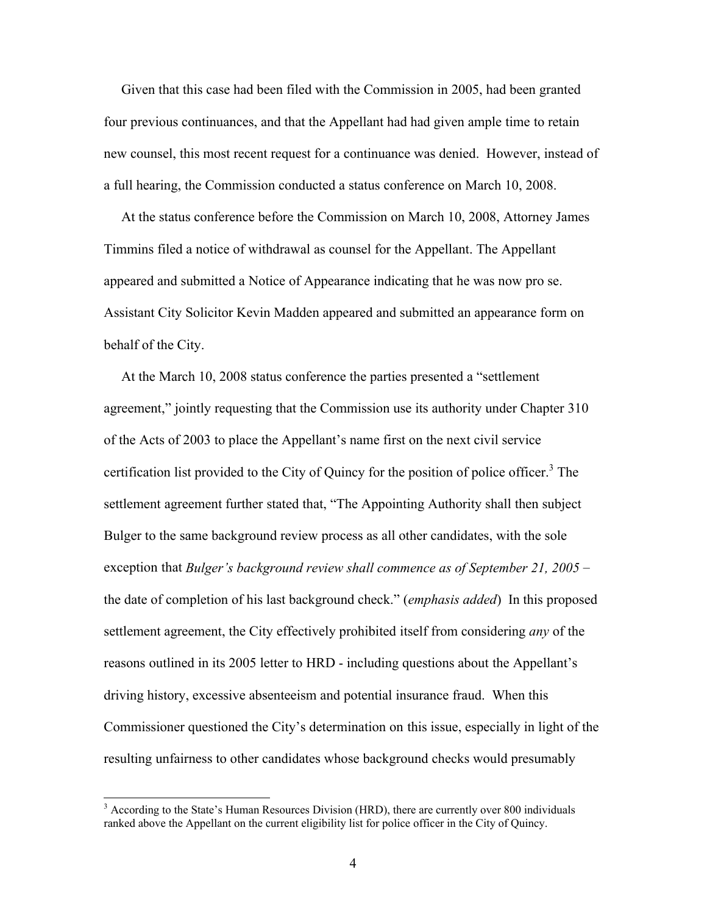Given that this case had been filed with the Commission in 2005, had been granted four previous continuances, and that the Appellant had had given ample time to retain new counsel, this most recent request for a continuance was denied. However, instead of a full hearing, the Commission conducted a status conference on March 10, 2008.

At the status conference before the Commission on March 10, 2008, Attorney James Timmins filed a notice of withdrawal as counsel for the Appellant. The Appellant appeared and submitted a Notice of Appearance indicating that he was now pro se. Assistant City Solicitor Kevin Madden appeared and submitted an appearance form on behalf of the City.

At the March 10, 2008 status conference the parties presented a "settlement agreement," jointly requesting that the Commission use its authority under Chapter 310 of the Acts of 2003 to place the Appellant's name first on the next civil service certification list provided to the City of Quincy for the position of police officer.[3] The settlement agreement further stated that, "The Appointing Authority shall then subject Bulger to the same background review process as all other candidates, with the sole exception that *Bulger's background review shall commence as of September 21, 2005* – the date of completion of his last background check." (*emphasis added*) In this proposed settlement agreement, the City effectively prohibited itself from considering *any* of the reasons outlined in its 2005 letter to HRD - including questions about the Appellant's driving history, excessive absenteeism and potential insurance fraud. When this Commissioner questioned the City's determination on this issue, especially in light of the resulting unfairness to other candidates whose background checks would presumably

[3] According to the State's Human Resources Division (HRD), there are currently over 800 individuals ranked above the Appellant on the current eligibility list for police officer in the City of Quincy.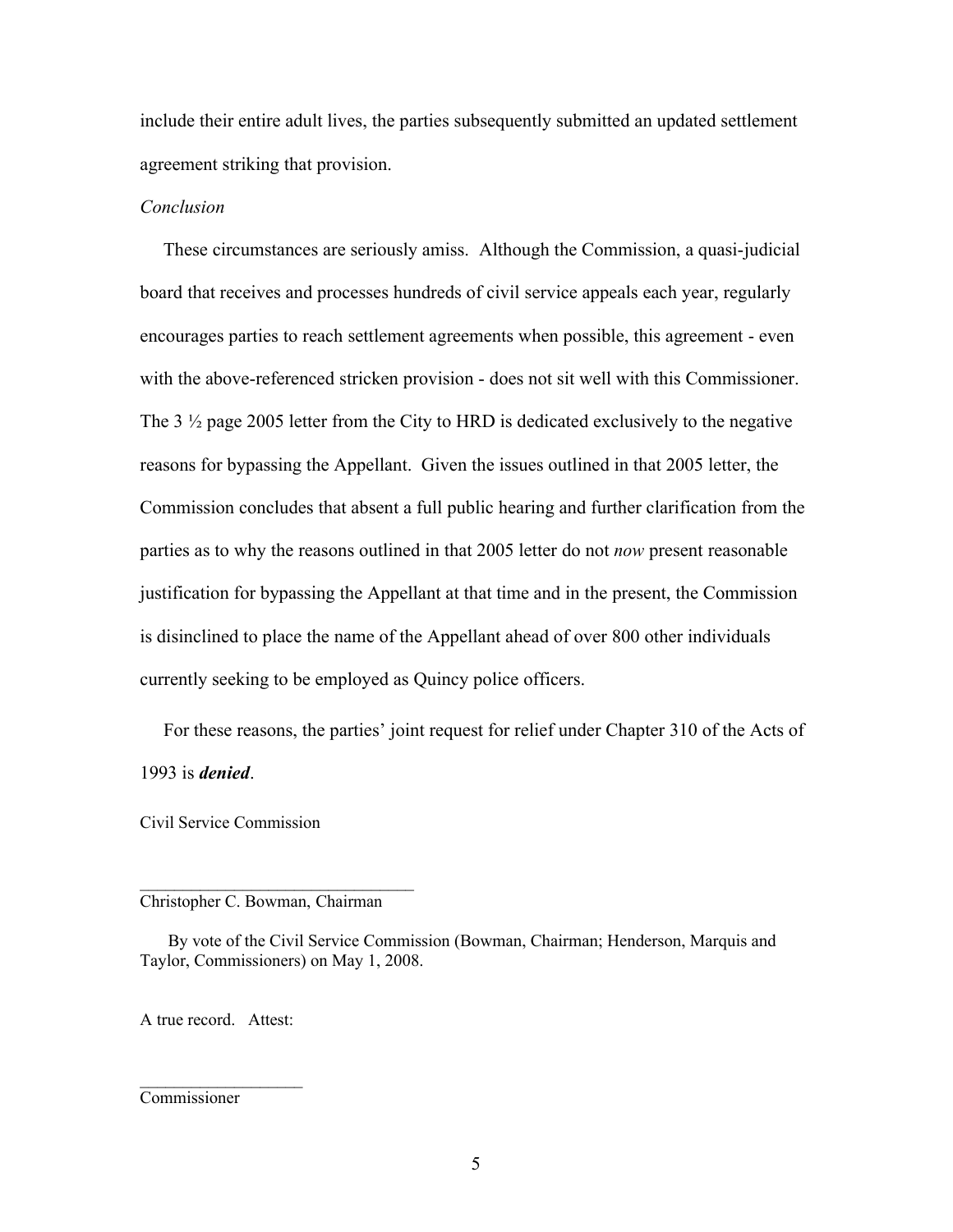include their entire adult lives, the parties subsequently submitted an updated settlement agreement striking that provision.

*Conclusion*

These circumstances are seriously amiss. Although the Commission, a quasi-judicial board that receives and processes hundreds of civil service appeals each year, regularly encourages parties to reach settlement agreements when possible, this agreement - even with the above-referenced stricken provision - does not sit well with this Commissioner. The 3 ½ page 2005 letter from the City to HRD is dedicated exclusively to the negative reasons for bypassing the Appellant. Given the issues outlined in that 2005 letter, the Commission concludes that absent a full public hearing and further clarification from the parties as to why the reasons outlined in that 2005 letter do not *now* present reasonable justification for bypassing the Appellant at that time and in the present, the Commission is disinclined to place the name of the Appellant ahead of over 800 other individuals currently seeking to be employed as Quincy police officers.

For these reasons, the parties' joint request for relief under Chapter 310 of the Acts of 1993 is ***denied***.

Civil Service Commission

_______________________________
Christopher C. Bowman, Chairman

By vote of the Civil Service Commission (Bowman, Chairman; Henderson, Marquis and Taylor, Commissioners) on May 1, 2008.

A true record. Attest:

___________________
Commissioner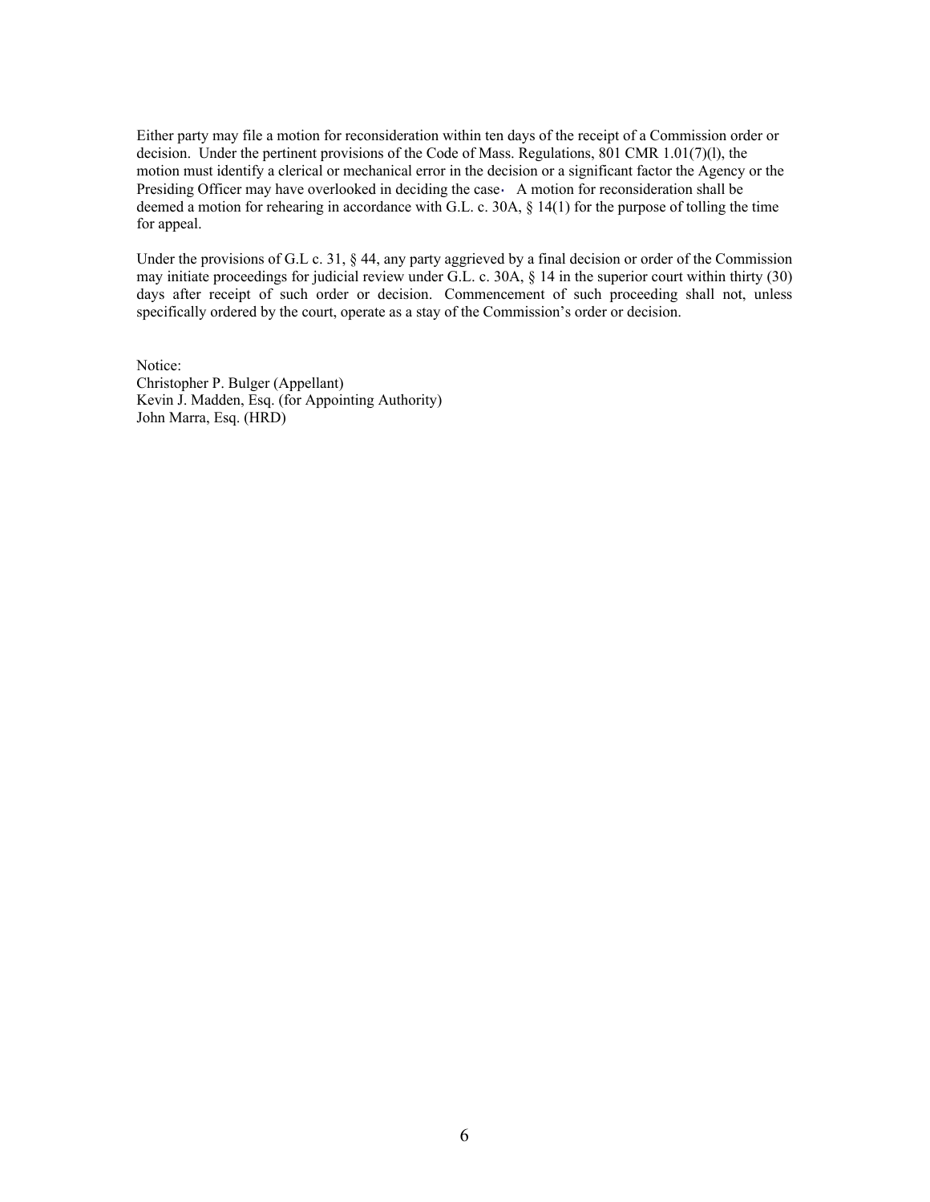Either party may file a motion for reconsideration within ten days of the receipt of a Commission order or decision. Under the pertinent provisions of the Code of Mass. Regulations, 801 CMR 1.01(7)(l), the motion must identify a clerical or mechanical error in the decision or a significant factor the Agency or the Presiding Officer may have overlooked in deciding the case. A motion for reconsideration shall be deemed a motion for rehearing in accordance with G.L. c. 30A, § 14(1) for the purpose of tolling the time for appeal.

Under the provisions of G.L c. 31, § 44, any party aggrieved by a final decision or order of the Commission may initiate proceedings for judicial review under G.L. c. 30A, § 14 in the superior court within thirty (30) days after receipt of such order or decision. Commencement of such proceeding shall not, unless specifically ordered by the court, operate as a stay of the Commission's order or decision.

Notice:
Christopher P. Bulger (Appellant)
Kevin J. Madden, Esq. (for Appointing Authority)
John Marra, Esq. (HRD)